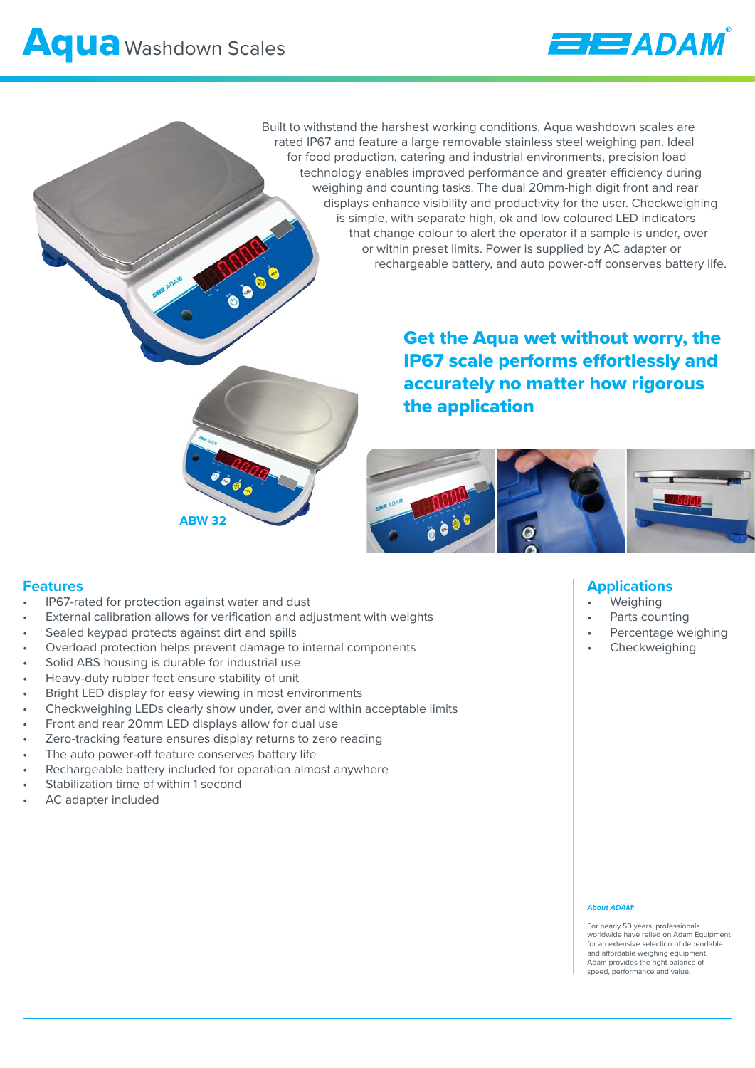# Aqua Washdown Scales

Built to withstand the harshest working conditions, Aqua washdown scales are rated IP67 and feature a large removable stainless steel weighing pan. Ideal for food production, catering and industrial environments, precision load technology enables improved performance and greater efficiency during weighing and counting tasks. The dual 20mm-high digit front and rear displays enhance visibility and productivity for the user. Checkweighing is simple, with separate high, ok and low coloured LED indicators that change colour to alert the operator if a sample is under, over or within preset limits. Power is supplied by AC adapter or rechargeable battery, and auto power-off conserves battery life.

**Get the Aqua wet without worry, the IP67 scale performs effortlessly and accurately no matter how rigorous the application**

ABW 32

## Features

- IP67-rated for protection against water and dust
- External calibration allows for verification and adjustment with weights
- Sealed keypad protects against dirt and spills
- Overload protection helps prevent damage to internal components
- Solid ABS housing is durable for industrial use
- Heavy-duty rubber feet ensure stability of unit
- Bright LED display for easy viewing in most environments
- Checkweighing LEDs clearly show under, over and within acceptable limits
- Front and rear 20mm LED displays allow for dual use
- Zero-tracking feature ensures display returns to zero reading
- The auto power-off feature conserves battery life
- Rechargeable battery included for operation almost anywhere
- Stabilization time of within 1 second
- AC adapter included

## Applications

- Weighing
- Parts counting
- Percentage weighing
- Checkweighing

***About ADAM:***

For nearly 50 years, professionals worldwide have relied on Adam Equipment for an extensive selection of dependable and affordable weighing equipment. Adam provides the right balance of speed, performance and value.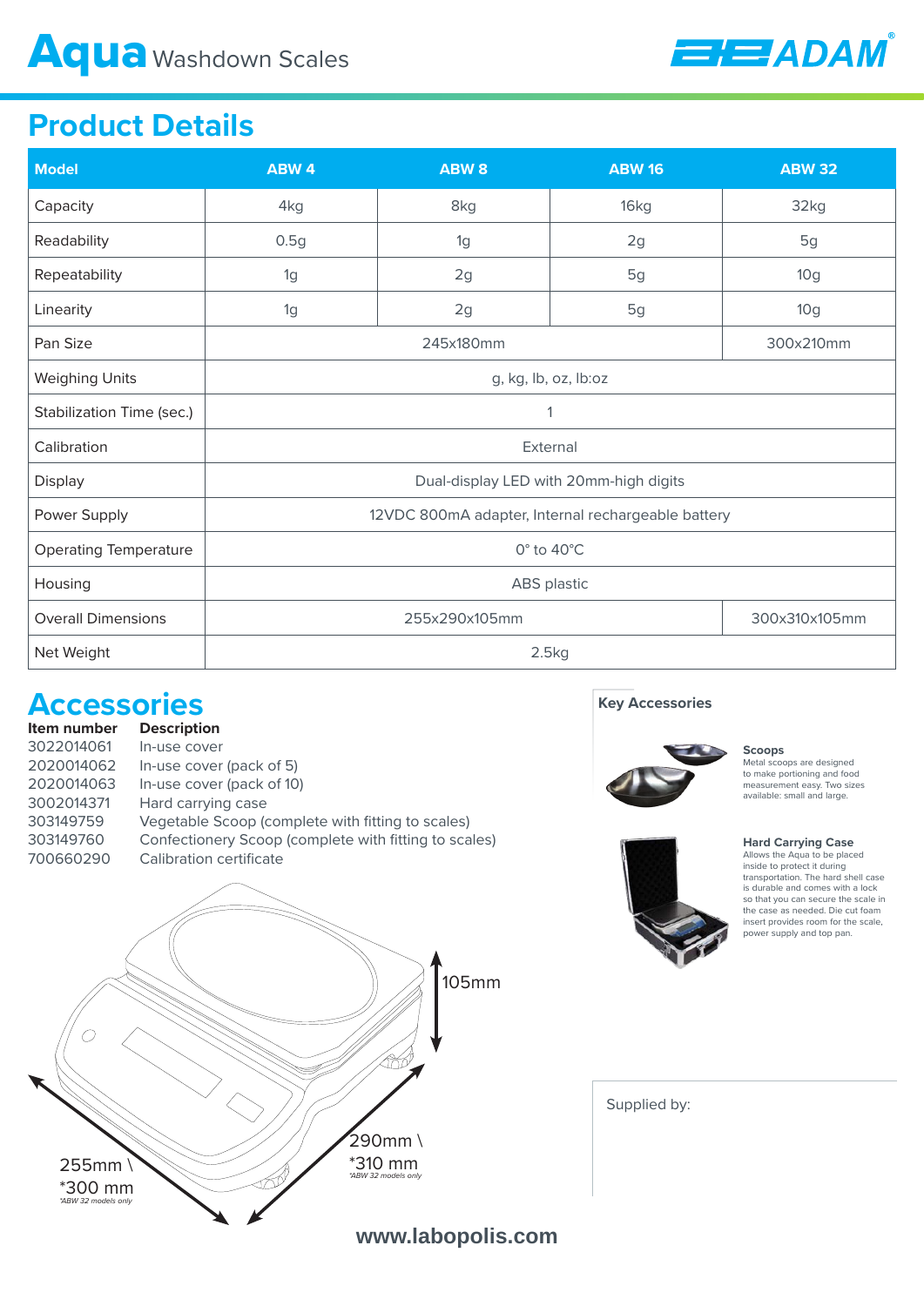# Aqua Washdown Scales

## Product Details

| Model | ABW 4 | ABW 8 | ABW 16 | ABW 32 |
|---|---|---|---|---|
| Capacity | 4kg | 8kg | 16kg | 32kg |
| Readability | 0.5g | 1g | 2g | 5g |
| Repeatability | 1g | 2g | 5g | 10g |
| Linearity | 1g | 2g | 5g | 10g |
| Pan Size | 245x180mm | | | 300x210mm |
| Weighing Units | g, kg, lb, oz, lb:oz | | | |
| Stabilization Time (sec.) | 1 | | | |
| Calibration | External | | | |
| Display | Dual-display LED with 20mm-high digits | | | |
| Power Supply | 12VDC 800mA adapter, Internal rechargeable battery | | | |
| Operating Temperature | 0° to 40°C | | | |
| Housing | ABS plastic | | | |
| Overall Dimensions | 255x290x105mm | | | 300x310x105mm |
| Net Weight | 2.5kg | | | |

## Accessories

| Item number | Description |
|---|---|
| 3022014061 | In-use cover |
| 2020014062 | In-use cover (pack of 5) |
| 2020014063 | In-use cover (pack of 10) |
| 3002014371 | Hard carrying case |
| 303149759 | Vegetable Scoop (complete with fitting to scales) |
| 303149760 | Confectionery Scoop (complete with fitting to scales) |
| 700660290 | Calibration certificate |

105mm

290mm \
*310 mm
*ABW 32 models only

255mm \
*300 mm
*ABW 32 models only

### Key Accessories

**Scoops**
Metal scoops are designed to make portioning and food measurement easy. Two sizes available: small and large.

**Hard Carrying Case**
Allows the Aqua to be placed inside to protect it during transportation. The hard shell case is durable and comes with a lock so that you can secure the scale in the case as needed. Die cut foam insert provides room for the scale, power supply and top pan.

Supplied by:

www.labopolis.com